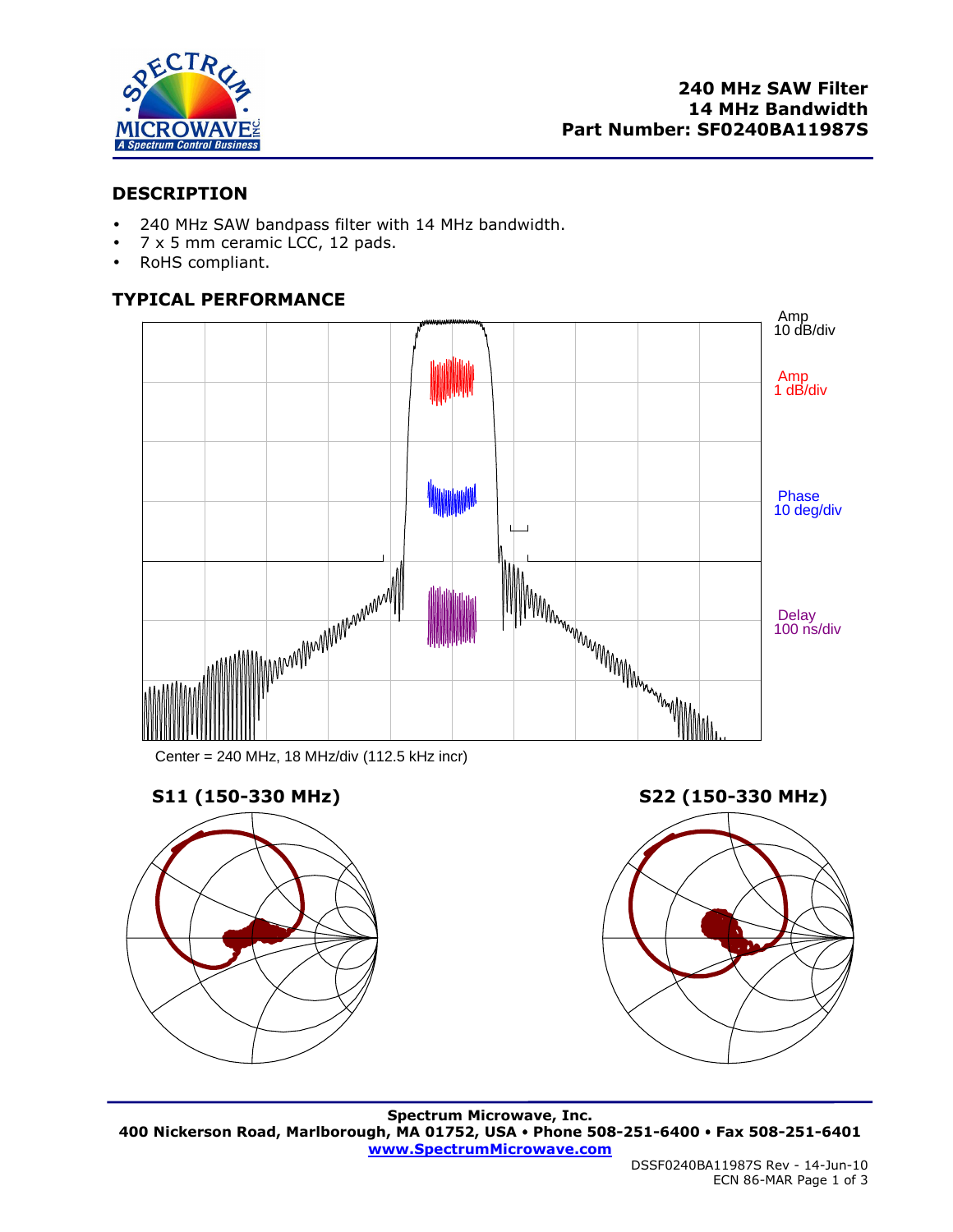# 240 MHz SAW Filter
# 14 MHz Bandwidth
# Part Number: SF0240BA11987S

## DESCRIPTION

- 240 MHz SAW bandpass filter with 14 MHz bandwidth.
- 7 x 5 mm ceramic LCC, 12 pads.
- RoHS compliant.

## TYPICAL PERFORMANCE

Amp 10 dB/div

Amp 1 dB/div

Phase 10 deg/div

Delay 100 ns/div

Center = 240 MHz, 18 MHz/div (112.5 kHz incr)

**S11 (150-330 MHz)**

**S22 (150-330 MHz)**

Spectrum Microwave, Inc.
400 Nickerson Road, Marlborough, MA 01752, USA • Phone 508-251-6400 • Fax 508-251-6401
www.SpectrumMicrowave.com

DSSF0240BA11987S Rev - 14-Jun-10
ECN 86-MAR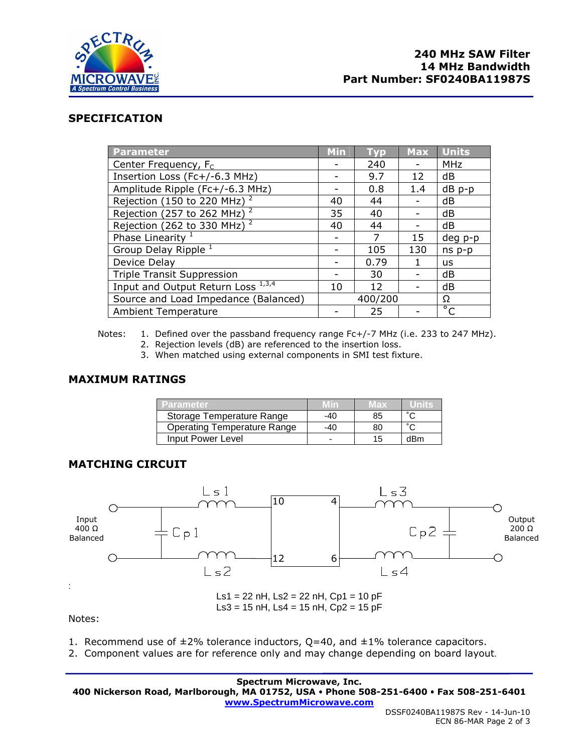**240 MHz SAW Filter**
**14 MHz Bandwidth**
**Part Number: SF0240BA11987S**

## SPECIFICATION

| Parameter | Min | Typ | Max | Units |
|---|---|---|---|---|
| Center Frequency, $F_C$ | - | 240 | - | MHz |
| Insertion Loss (Fc+/-6.3 MHz) | - | 9.7 | 12 | dB |
| Amplitude Ripple (Fc+/-6.3 MHz) | - | 0.8 | 1.4 | dB p-p |
| Rejection (150 to 220 MHz) [2] | 40 | 44 | - | dB |
| Rejection (257 to 262 MHz) [2] | 35 | 40 | - | dB |
| Rejection (262 to 330 MHz) [2] | 40 | 44 | - | dB |
| Phase Linearity [1] | - | 7 | 15 | deg p-p |
| Group Delay Ripple [1] | - | 105 | 130 | ns p-p |
| Device Delay | - | 0.79 | 1 | us |
| Triple Transit Suppression | - | 30 | - | dB |
| Input and Output Return Loss [1,3,4] | 10 | 12 | - | dB |
| Source and Load Impedance (Balanced) | 400/200 | | | Ω |
| Ambient Temperature | - | 25 | - | °C |

Notes:
1. Defined over the passband frequency range Fc+/-7 MHz (i.e. 233 to 247 MHz).
2. Rejection levels (dB) are referenced to the insertion loss.
3. When matched using external components in SMI test fixture.

## MAXIMUM RATINGS

| Parameter | Min | Max | Units |
|---|---|---|---|
| Storage Temperature Range | -40 | 85 | °C |
| Operating Temperature Range | -40 | 80 | °C |
| Input Power Level | - | 15 | dBm |

## MATCHING CIRCUIT

Input 400 Ω Balanced — Ls1, Ls2, Cp1 — pins 10, 12 / 4, 6 — Ls3, Ls4, Cp2 — Output 200 Ω Balanced

Ls1 = 22 nH, Ls2 = 22 nH, Cp1 = 10 pF
Ls3 = 15 nH, Ls4 = 15 nH, Cp2 = 15 pF

Notes:

1. Recommend use of ±2% tolerance inductors, Q=40, and ±1% tolerance capacitors.
2. Component values are for reference only and may change depending on board layout.

**Spectrum Microwave, Inc.**
**400 Nickerson Road, Marlborough, MA 01752, USA • Phone 508-251-6400 • Fax 508-251-6401**
**www.SpectrumMicrowave.com**

DSSF0240BA11987S Rev - 14-Jun-10
ECN 86-MAR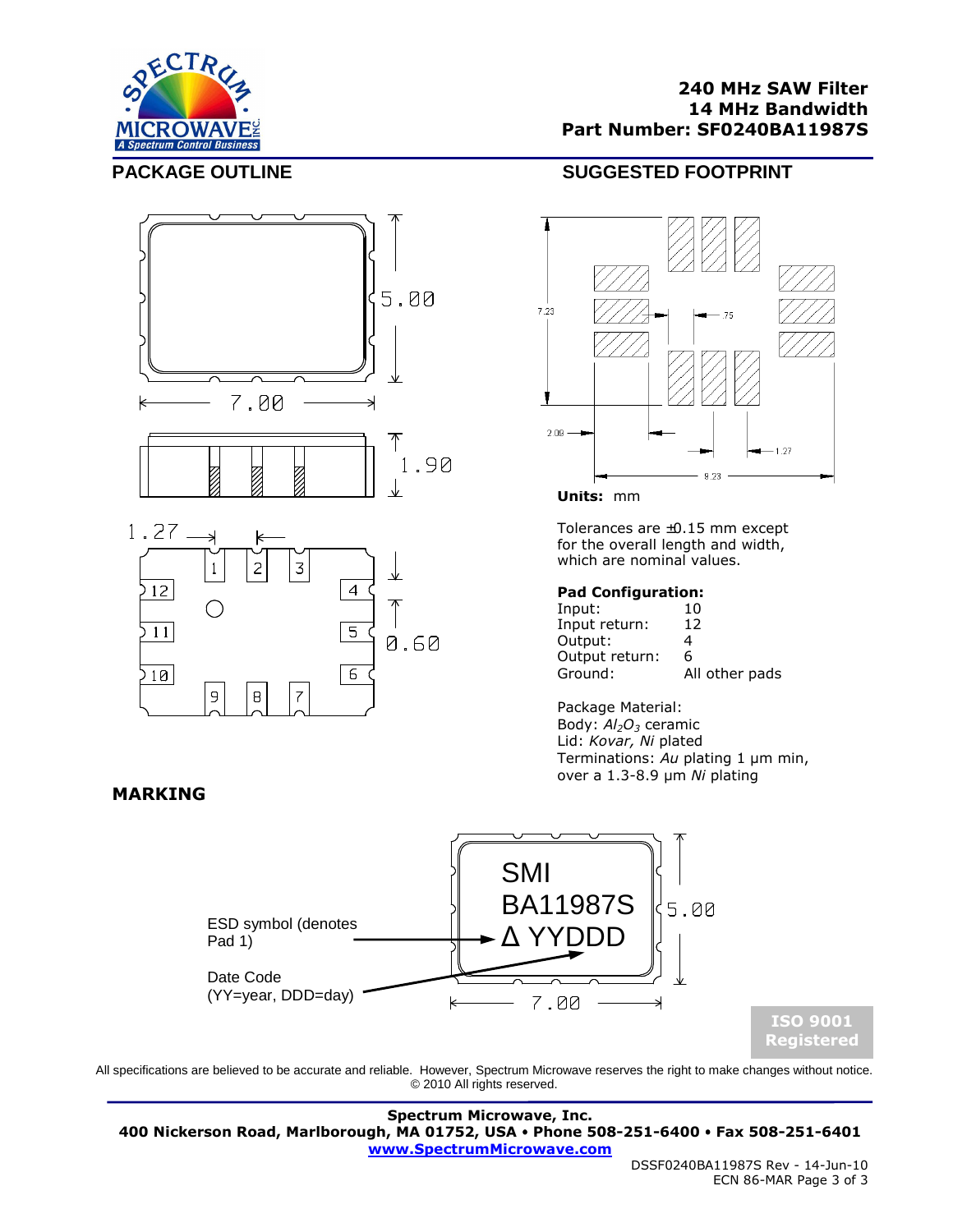**240 MHz SAW Filter**
**14 MHz Bandwidth**
**Part Number: SF0240BA11987S**

## PACKAGE OUTLINE

5.00
7.00
1.90
1.27
0.60

## SUGGESTED FOOTPRINT

7.23
.75
2.09
1.27
9.23

**Units:** mm

Tolerances are ±0.15 mm except for the overall length and width, which are nominal values.

**Pad Configuration:**

| | |
|---|---|
| Input: | 10 |
| Input return: | 12 |
| Output: | 4 |
| Output return: | 6 |
| Ground: | All other pads |

Package Material:
Body: $Al_2O_3$ ceramic
Lid: *Kovar, Ni* plated
Terminations: *Au* plating 1 µm min, over a 1.3-8.9 µm *Ni* plating

## MARKING

SMI
BA11987S
Δ YYDDD

5.00
7.00

ESD symbol (denotes Pad 1)

Date Code (YY=year, DDD=day)

ISO 9001 Registered

All specifications are believed to be accurate and reliable. However, Spectrum Microwave reserves the right to make changes without notice.
© 2010 All rights reserved.

**Spectrum Microwave, Inc.**
**400 Nickerson Road, Marlborough, MA 01752, USA • Phone 508-251-6400 • Fax 508-251-6401**
**www.SpectrumMicrowave.com**

DSSF0240BA11987S Rev - 14-Jun-10
ECN 86-MAR